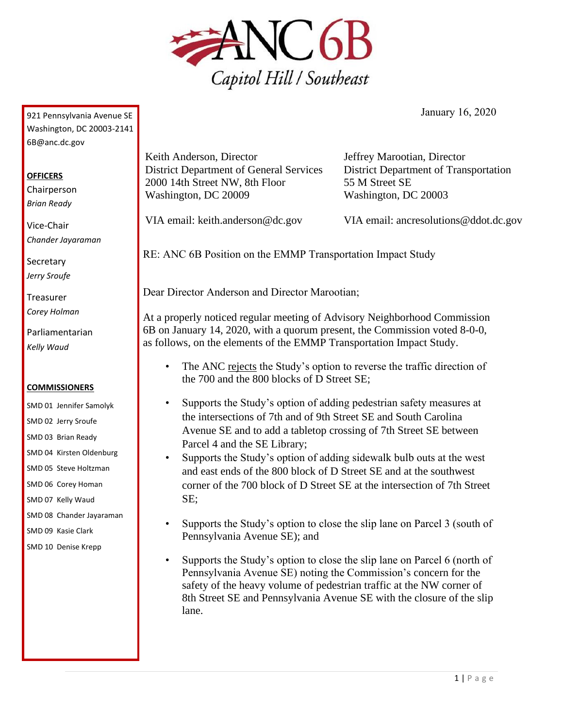# ANC 6B

*Capitol Hill / Southeast*

921 Pennsylvania Avenue SE
Washington, DC 20003-2141
6B@anc.dc.gov

**OFFICERS**

Chairperson
*Brian Ready*

Vice-Chair
*Chander Jayaraman*

Secretary
*Jerry Sroufe*

Treasurer
*Corey Holman*

Parliamentarian
*Kelly Waud*

**COMMISSIONERS**

SMD 01 Jennifer Samolyk
SMD 02 Jerry Sroufe
SMD 03 Brian Ready
SMD 04 Kirsten Oldenburg
SMD 05 Steve Holtzman
SMD 06 Corey Homan
SMD 07 Kelly Waud
SMD 08 Chander Jayaraman
SMD 09 Kasie Clark
SMD 10 Denise Krepp

January 16, 2020

Keith Anderson, Director
District Department of General Services
2000 14th Street NW, 8th Floor
Washington, DC 20009

VIA email: keith.anderson@dc.gov

Jeffrey Marootian, Director
District Department of Transportation
55 M Street SE
Washington, DC 20003

VIA email: ancresolutions@ddot.dc.gov

RE: ANC 6B Position on the EMMP Transportation Impact Study

Dear Director Anderson and Director Marootian;

At a properly noticed regular meeting of Advisory Neighborhood Commission 6B on January 14, 2020, with a quorum present, the Commission voted 8-0-0, as follows, on the elements of the EMMP Transportation Impact Study.

- The ANC <u>rejects</u> the Study's option to reverse the traffic direction of the 700 and the 800 blocks of D Street SE;
- Supports the Study's option of adding pedestrian safety measures at the intersections of 7th and of 9th Street SE and South Carolina Avenue SE and to add a tabletop crossing of 7th Street SE between Parcel 4 and the SE Library;
- Supports the Study's option of adding sidewalk bulb outs at the west and east ends of the 800 block of D Street SE and at the southwest corner of the 700 block of D Street SE at the intersection of 7th Street SE;
- Supports the Study's option to close the slip lane on Parcel 3 (south of Pennsylvania Avenue SE); and
- Supports the Study's option to close the slip lane on Parcel 6 (north of Pennsylvania Avenue SE) noting the Commission's concern for the safety of the heavy volume of pedestrian traffic at the NW corner of 8th Street SE and Pennsylvania Avenue SE with the closure of the slip lane.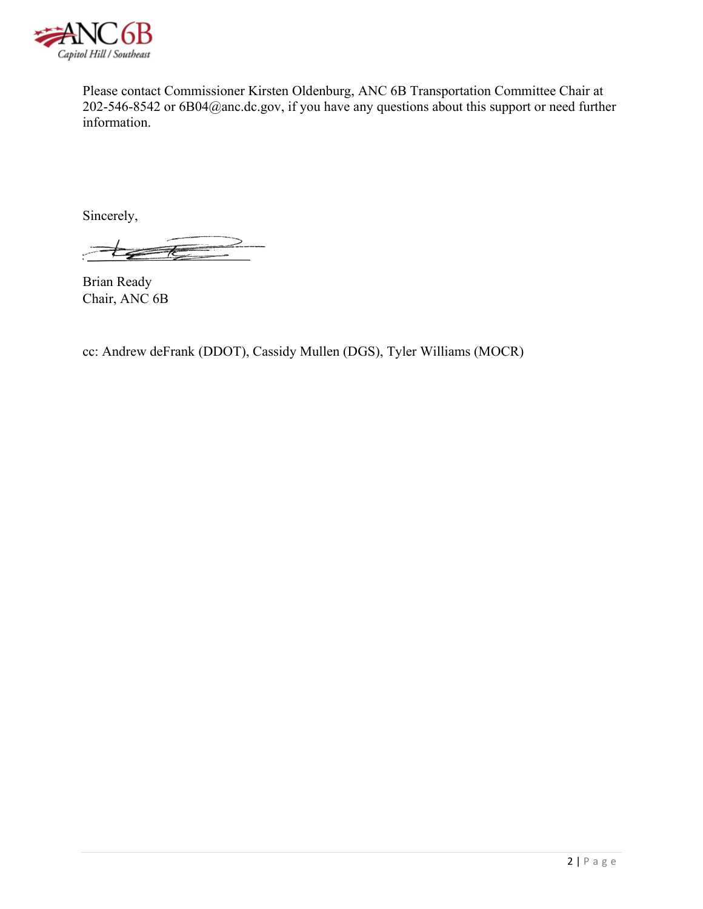Please contact Commissioner Kirsten Oldenburg, ANC 6B Transportation Committee Chair at 202-546-8542 or 6B04@anc.dc.gov, if you have any questions about this support or need further information.

Sincerely,

Brian Ready
Chair, ANC 6B

cc: Andrew deFrank (DDOT), Cassidy Mullen (DGS), Tyler Williams (MOCR)